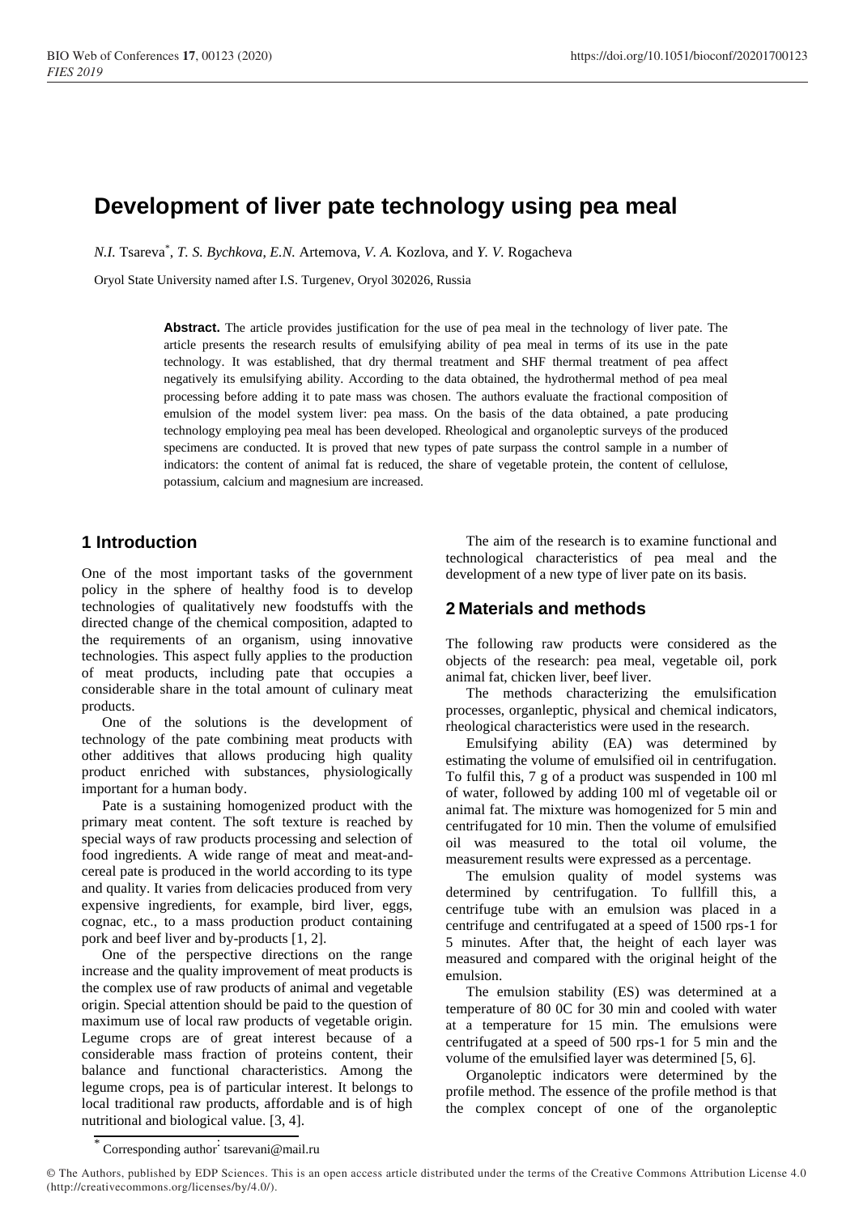# Development of liver pate technology using pea meal

*N.I.* Tsareva*, *T. S. Bychkova*, *E.N.* Artemova, *V. A.* Kozlova, and *Y. V.* Rogacheva

Oryol State University named after I.S. Turgenev, Oryol 302026, Russia

**Abstract.** The article provides justification for the use of pea meal in the technology of liver pate. The article presents the research results of emulsifying ability of pea meal in terms of its use in the pate technology. It was established, that dry thermal treatment and SHF thermal treatment of pea affect negatively its emulsifying ability. According to the data obtained, the hydrothermal method of pea meal processing before adding it to pate mass was chosen. The authors evaluate the fractional composition of emulsion of the model system liver: pea mass. On the basis of the data obtained, a pate producing technology employing pea meal has been developed. Rheological and organoleptic surveys of the produced specimens are conducted. It is proved that new types of pate surpass the control sample in a number of indicators: the content of animal fat is reduced, the share of vegetable protein, the content of cellulose, potassium, calcium and magnesium are increased.

## 1 Introduction

One of the most important tasks of the government policy in the sphere of healthy food is to develop technologies of qualitatively new foodstuffs with the directed change of the chemical composition, adapted to the requirements of an organism, using innovative technologies. This aspect fully applies to the production of meat products, including pate that occupies a considerable share in the total amount of culinary meat products.

One of the solutions is the development of technology of the pate combining meat products with other additives that allows producing high quality product enriched with substances, physiologically important for a human body.

Pate is a sustaining homogenized product with the primary meat content. The soft texture is reached by special ways of raw products processing and selection of food ingredients. A wide range of meat and meat-and-cereal pate is produced in the world according to its type and quality. It varies from delicacies produced from very expensive ingredients, for example, bird liver, eggs, cognac, etc., to a mass production product containing pork and beef liver and by-products [1, 2].

One of the perspective directions on the range increase and the quality improvement of meat products is the complex use of raw products of animal and vegetable origin. Special attention should be paid to the question of maximum use of local raw products of vegetable origin. Legume crops are of great interest because of a considerable mass fraction of proteins content, their balance and functional characteristics. Among the legume crops, pea is of particular interest. It belongs to local traditional raw products, affordable and is of high nutritional and biological value. [3, 4].

The aim of the research is to examine functional and technological characteristics of pea meal and the development of a new type of liver pate on its basis.

## 2 Materials and methods

The following raw products were considered as the objects of the research: pea meal, vegetable oil, pork animal fat, chicken liver, beef liver.

The methods characterizing the emulsification processes, organleptic, physical and chemical indicators, rheological characteristics were used in the research.

Emulsifying ability (EA) was determined by estimating the volume of emulsified oil in centrifugation. To fulfil this, 7 g of a product was suspended in 100 ml of water, followed by adding 100 ml of vegetable oil or animal fat. The mixture was homogenized for 5 min and centrifugated for 10 min. Then the volume of emulsified oil was measured to the total oil volume, the measurement results were expressed as a percentage.

The emulsion quality of model systems was determined by centrifugation. To fullfill this, a centrifuge tube with an emulsion was placed in a centrifuge and centrifugated at a speed of 1500 rps-1 for 5 minutes. After that, the height of each layer was measured and compared with the original height of the emulsion.

The emulsion stability (ES) was determined at a temperature of 80 0C for 30 min and cooled with water at a temperature for 15 min. The emulsions were centrifugated at a speed of 500 rps-1 for 5 min and the volume of the emulsified layer was determined [5, 6].

Organoleptic indicators were determined by the profile method. The essence of the profile method is that the complex concept of one of the organoleptic

* Corresponding author: tsarevani@mail.ru

© The Authors, published by EDP Sciences. This is an open access article distributed under the terms of the Creative Commons Attribution License 4.0 (http://creativecommons.org/licenses/by/4.0/).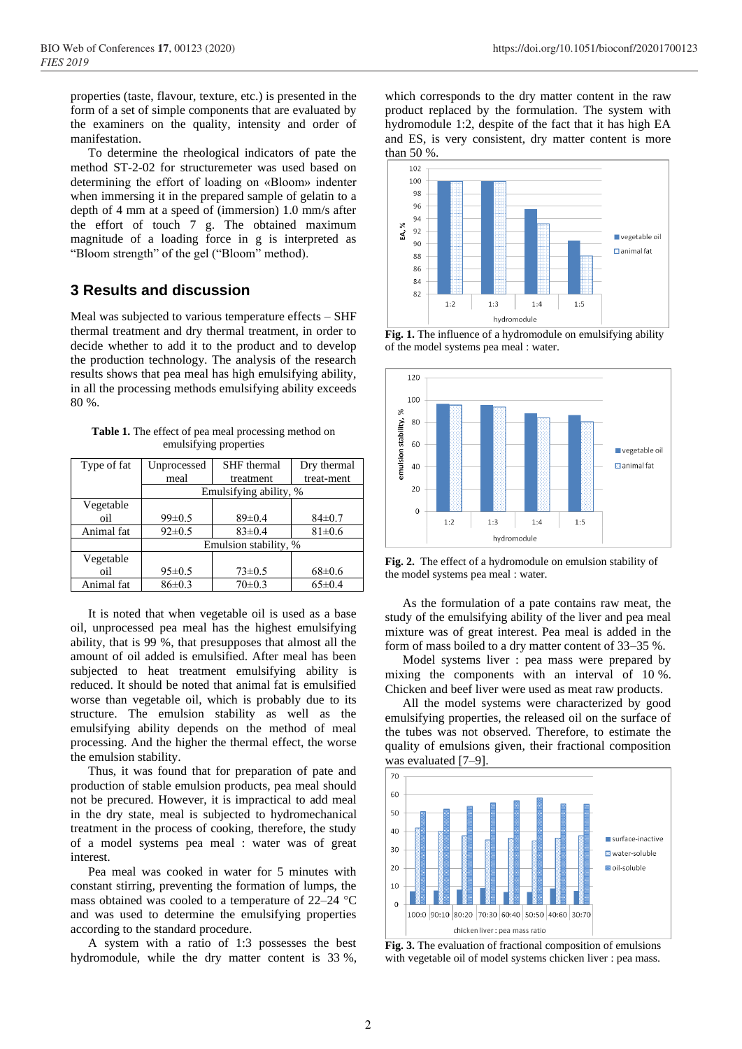properties (taste, flavour, texture, etc.) is presented in the form of a set of simple components that are evaluated by the examiners on the quality, intensity and order of manifestation.

To determine the rheological indicators of pate the method ST-2-02 for structuremeter was used based on determining the effort of loading on «Bloom» indenter when immersing it in the prepared sample of gelatin to a depth of 4 mm at a speed of (immersion) 1.0 mm/s after the effort of touch 7 g. The obtained maximum magnitude of a loading force in g is interpreted as "Bloom strength" of the gel ("Bloom" method).

## 3 Results and discussion

Meal was subjected to various temperature effects – SHF thermal treatment and dry thermal treatment, in order to decide whether to add it to the product and to develop the production technology. The analysis of the research results shows that pea meal has high emulsifying ability, in all the processing methods emulsifying ability exceeds 80 %.

**Table 1.** The effect of pea meal processing method on emulsifying properties

| Type of fat | Unprocessed meal | SHF thermal treatment | Dry thermal treat-ment |
|---|---|---|---|
| | Emulsifying ability, % | | |
| Vegetable oil | 99±0.5 | 89±0.4 | 84±0.7 |
| Animal fat | 92±0.5 | 83±0.4 | 81±0.6 |
| | Emulsion stability, % | | |
| Vegetable oil | 95±0.5 | 73±0.5 | 68±0.6 |
| Animal fat | 86±0.3 | 70±0.3 | 65±0.4 |

It is noted that when vegetable oil is used as a base oil, unprocessed pea meal has the highest emulsifying ability, that is 99 %, that presupposes that almost all the amount of oil added is emulsified. After meal has been subjected to heat treatment emulsifying ability is reduced. It should be noted that animal fat is emulsified worse than vegetable oil, which is probably due to its structure. The emulsion stability as well as the emulsifying ability depends on the method of meal processing. And the higher the thermal effect, the worse the emulsion stability.

Thus, it was found that for preparation of pate and production of stable emulsion products, pea meal should not be precured. However, it is impractical to add meal in the dry state, meal is subjected to hydromechanical treatment in the process of cooking, therefore, the study of a model systems pea meal : water was of great interest.

Pea meal was cooked in water for 5 minutes with constant stirring, preventing the formation of lumps, the mass obtained was cooled to a temperature of 22–24 °C and was used to determine the emulsifying properties according to the standard procedure.

A system with a ratio of 1:3 possesses the best hydromodule, while the dry matter content is 33 %, which corresponds to the dry matter content in the raw product replaced by the formulation. The system with hydromodule 1:2, despite of the fact that it has high EA and ES, is very consistent, dry matter content is more than 50 %.

EA, %
102
100
98
96
94
92
90
88
86
84
82
1:2
1:3
1:4
1:5
hydromodule
vegetable oil
animal fat

**Fig. 1.** The influence of a hydromodule on emulsifying ability of the model systems pea meal : water.

emulsion stability, %
120
100
80
60
40
20
0
1:2
1:3
1:4
1:5
hydromodule
vegetable oil
animal fat

**Fig. 2.** The effect of a hydromodule on emulsion stability of the model systems pea meal : water.

As the formulation of a pate contains raw meat, the study of the emulsifying ability of the liver and pea meal mixture was of great interest. Pea meal is added in the form of mass boiled to a dry matter content of 33–35 %.

Model systems liver : pea mass were prepared by mixing the components with an interval of 10 %. Chicken and beef liver were used as meat raw products.

All the model systems were characterized by good emulsifying properties, the released oil on the surface of the tubes was not observed. Therefore, to estimate the quality of emulsions given, their fractional composition was evaluated [7–9].

70
60
50
40
30
20
10
0
100:0
90:10
80:20
70:30
60:40
50:50
40:60
30:70
chicken liver : pea mass ratio
surface-inactive
water-soluble
oil-soluble

**Fig. 3.** The evaluation of fractional composition of emulsions with vegetable oil of model systems chicken liver : pea mass.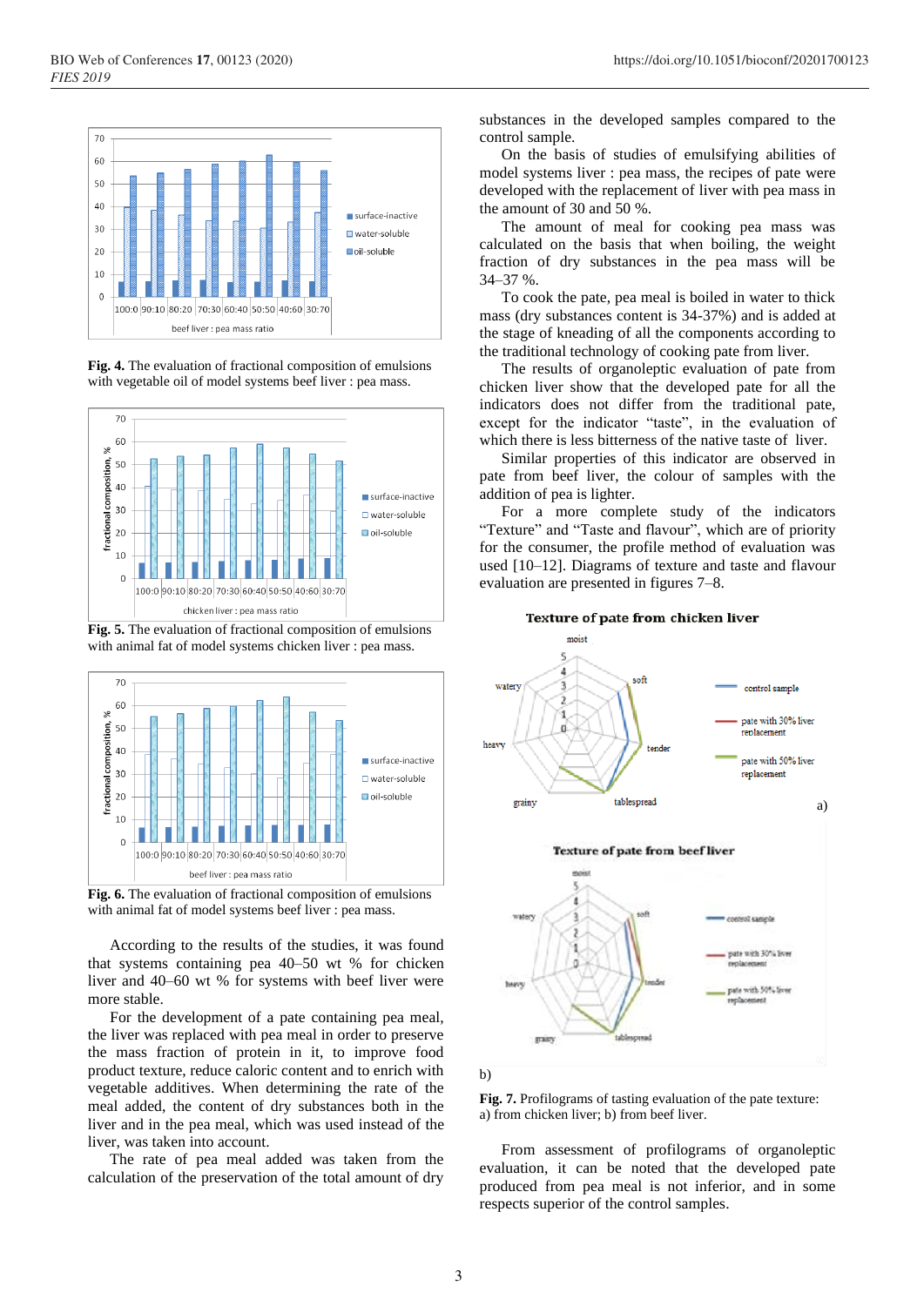70
60
50
40
30
20
10
0
100:0 90:10 80:20 70:30 60:40 50:50 40:60 30:70
beef liver : pea mass ratio
surface-inactive
water-soluble
oil-soluble

**Fig. 4.** The evaluation of fractional composition of emulsions with vegetable oil of model systems beef liver : pea mass.

fractional composition, %
70
60
50
40
30
20
10
0
100:0 90:10 80:20 70:30 60:40 50:50 40:60 30:70
chicken liver : pea mass ratio
surface-inactive
water-soluble
oil-soluble

**Fig. 5.** The evaluation of fractional composition of emulsions with animal fat of model systems chicken liver : pea mass.

fractional composition, %
70
60
50
40
30
20
10
0
100:0 90:10 80:20 70:30 60:40 50:50 40:60 30:70
beef liver : pea mass ratio
surface-inactive
water-soluble
oil-soluble

**Fig. 6.** The evaluation of fractional composition of emulsions with animal fat of model systems beef liver : pea mass.

According to the results of the studies, it was found that systems containing pea 40–50 wt % for chicken liver and 40–60 wt % for systems with beef liver were more stable.

For the development of a pate containing pea meal, the liver was replaced with pea meal in order to preserve the mass fraction of protein in it, to improve food product texture, reduce caloric content and to enrich with vegetable additives. When determining the rate of the meal added, the content of dry substances both in the liver and in the pea meal, which was used instead of the liver, was taken into account.

The rate of pea meal added was taken from the calculation of the preservation of the total amount of dry substances in the developed samples compared to the control sample.

On the basis of studies of emulsifying abilities of model systems liver : pea mass, the recipes of pate were developed with the replacement of liver with pea mass in the amount of 30 and 50 %.

The amount of meal for cooking pea mass was calculated on the basis that when boiling, the weight fraction of dry substances in the pea mass will be 34–37 %.

To cook the pate, pea meal is boiled in water to thick mass (dry substances content is 34-37%) and is added at the stage of kneading of all the components according to the traditional technology of cooking pate from liver.

The results of organoleptic evaluation of pate from chicken liver show that the developed pate for all the indicators does not differ from the traditional pate, except for the indicator "taste", in the evaluation of which there is less bitterness of the native taste of liver.

Similar properties of this indicator are observed in pate from beef liver, the colour of samples with the addition of pea is lighter.

For a more complete study of the indicators "Texture" and "Taste and flavour", which are of priority for the consumer, the profile method of evaluation was used [10–12]. Diagrams of texture and taste and flavour evaluation are presented in figures 7–8.

Texture of pate from chicken liver
moist
5
4
3
2
1
0
soft
tender
tablespread
grainy
heavy
watery
control sample
pate with 30% liver replacement
pate with 50% liver replacement
a)

Texture of pate from beef liver
moist
5
4
3
2
1
0
soft
tender
tablespread
grainy
heavy
watery
control sample
pate with 30% liver replacement
pate with 50% liver replacement
b)

**Fig. 7.** Profilograms of tasting evaluation of the pate texture: a) from chicken liver; b) from beef liver.

From assessment of profilograms of organoleptic evaluation, it can be noted that the developed pate produced from pea meal is not inferior, and in some respects superior of the control samples.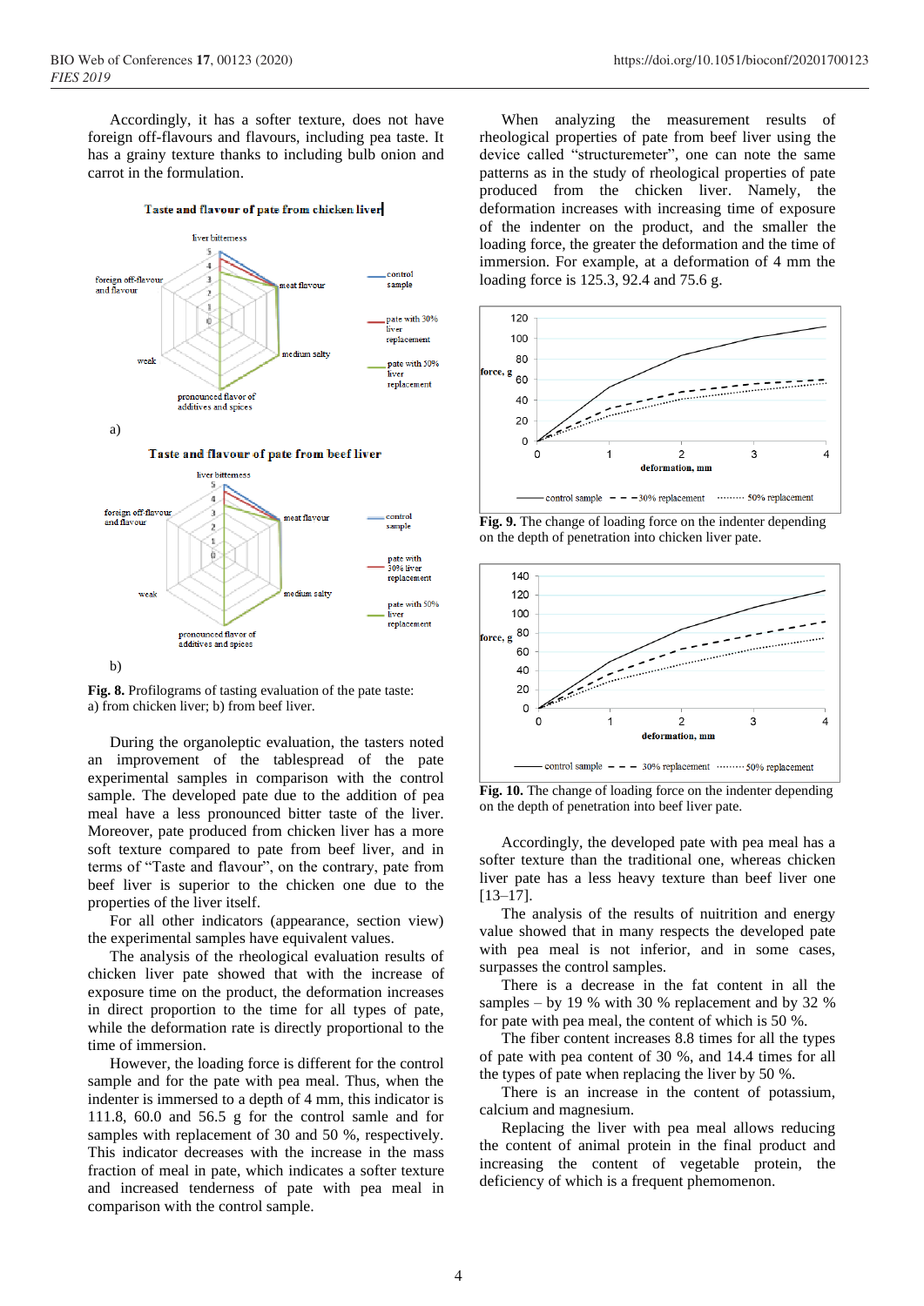Accordingly, it has a softer texture, does not have foreign off-flavours and flavours, including pea taste. It has a grainy texture thanks to including bulb onion and carrot in the formulation.

Taste and flavour of pate from chicken liver

liver bitterness
5
4
3
2
1
0
meat flavour
medium salty
pronounced flavor of additives and spices
weak
foreign off-flavour and flavour

control sample
pate with 30% liver replacement
pate with 50% liver replacement

a)

Taste and flavour of pate from beef liver

liver bitterness
5
4
3
2
1
0
meat flavour
medium salty
pronounced flavor of additives and spices
weak
foreign off-flavour and flavour

control sample
pate with 30% liver replacement
pate with 50% liver replacement

b)

**Fig. 8.** Profilograms of tasting evaluation of the pate taste: a) from chicken liver; b) from beef liver.

During the organoleptic evaluation, the tasters noted an improvement of the tablespread of pate experimental samples in comparison with the control sample. The developed pate due to the addition of pea meal have a less pronounced bitter taste of the liver. Moreover, pate produced from chicken liver has a more soft texture compared to pate from beef liver, and in terms of "Taste and flavour", on the contrary, pate from beef liver is superior to the chicken one due to the properties of the liver itself.

For all other indicators (appearance, section view) the experimental samples have equivalent values.

The analysis of the rheological evaluation results of chicken liver pate showed that with the increase of exposure time on the product, the deformation increases in direct proportion to the time for all types of pate, while the deformation rate is directly proportional to the time of immersion.

However, the loading force is different for the control sample and for the pate with pea meal. Thus, when the indenter is immersed to a depth of 4 mm, this indicator is 111.8, 60.0 and 56.5 g for the control samle and for samples with replacement of 30 and 50 %, respectively. This indicator decreases with the increase in the mass fraction of meal in pate, which indicates a softer texture and increased tenderness of pate with pea meal in comparison with the control sample.

When analyzing the measurement results of rheological properties of pate from beef liver using the device called "structuremeter", one can note the same patterns as in the study of rheological properties of pate produced from the chicken liver. Namely, the deformation increases with increasing time of exposure of the indenter on the product, and the smaller the loading force, the greater the deformation and the time of immersion. For example, at a deformation of 4 mm the loading force is 125.3, 92.4 and 75.6 g.

force, g
120
100
80
60
40
20
0
0 1 2 3 4
deformation, mm
control sample
30% replacement
50% replacement

**Fig. 9.** The change of loading force on the indenter depending on the depth of penetration into chicken liver pate.

force, g
140
120
100
80
60
40
20
0
0 1 2 3 4
deformation, mm
control sample
30% replacement
50% replacement

**Fig. 10.** The change of loading force on the indenter depending on the depth of penetration into beef liver pate.

Accordingly, the developed pate with pea meal has a softer texture than the traditional one, whereas chicken liver pate has a less heavy texture than beef liver one [13–17].

The analysis of the results of nuitrition and energy value showed that in many respects the developed pate with pea meal is not inferior, and in some cases, surpasses the control samples.

There is a decrease in the fat content in all the samples – by 19 % with 30 % replacement and by 32 % for pate with pea meal, the content of which is 50 %.

The fiber content increases 8.8 times for all the types of pate with pea content of 30 %, and 14.4 times for all the types of pate when replacing the liver by 50 %.

There is an increase in the content of potassium, calcium and magnesium.

Replacing the liver with pea meal allows reducing the content of animal protein in the final product and increasing the content of vegetable protein, the deficiency of which is a frequent phemomenon.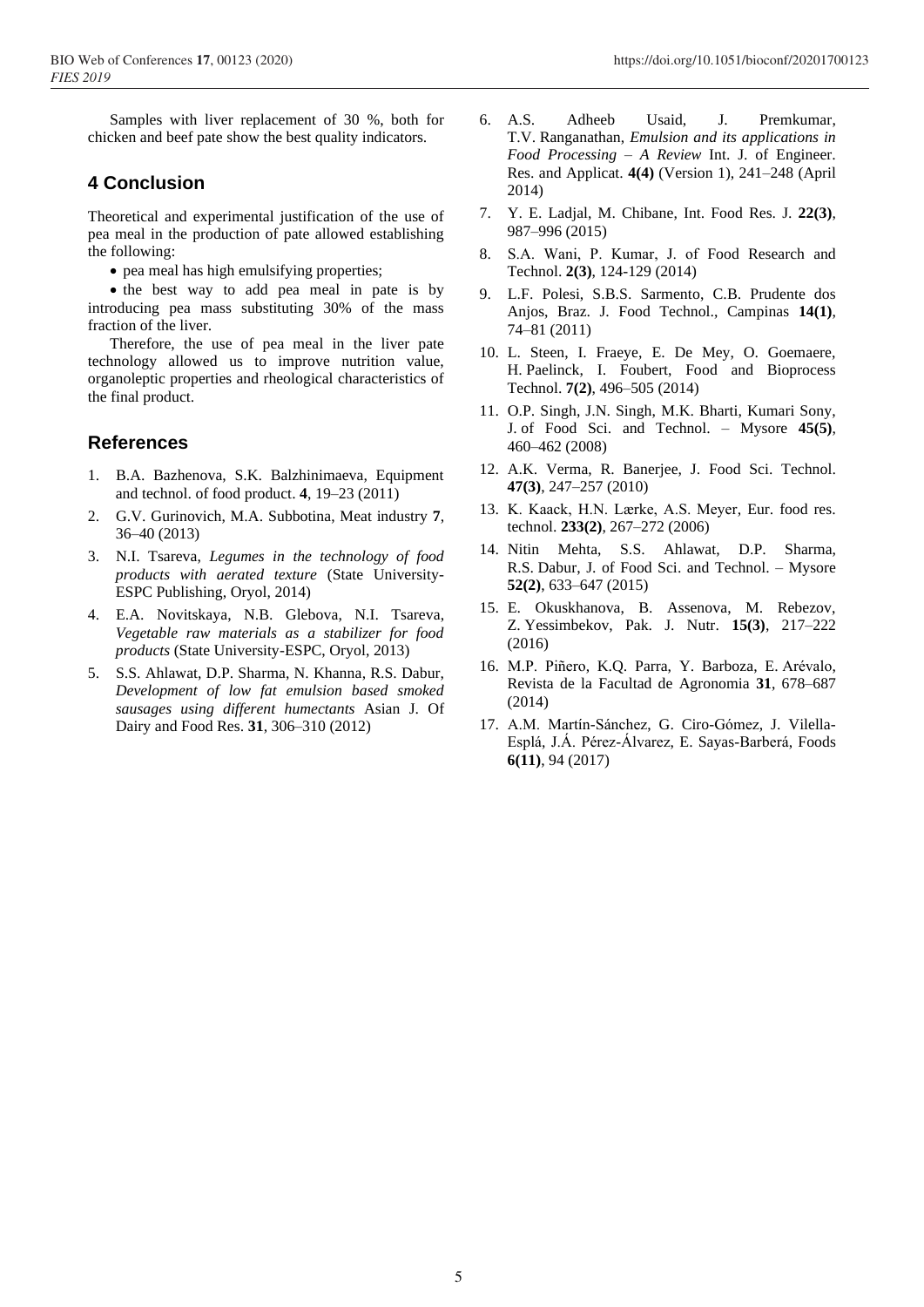Samples with liver replacement of 30 %, both for chicken and beef pate show the best quality indicators.

## 4 Conclusion

Theoretical and experimental justification of the use of pea meal in the production of pate allowed establishing the following:

- pea meal has high emulsifying properties;
- the best way to add pea meal in pate is by introducing pea mass substituting 30% of the mass fraction of the liver.

Therefore, the use of pea meal in the liver pate technology allowed us to improve nutrition value, organoleptic properties and rheological characteristics of the final product.

## References

1. B.A. Bazhenova, S.K. Balzhinimaeva, Equipment and technol. of food product. **4**, 19–23 (2011)
2. G.V. Gurinovich, M.A. Subbotina, Meat industry **7**, 36–40 (2013)
3. N.I. Tsareva, *Legumes in the technology of food products with aerated texture* (State University-ESPC Publishing, Oryol, 2014)
4. E.A. Novitskaya, N.B. Glebova, N.I. Tsareva, *Vegetable raw materials as a stabilizer for food products* (State University-ESPC, Oryol, 2013)
5. S.S. Ahlawat, D.P. Sharma, N. Khanna, R.S. Dabur, *Development of low fat emulsion based smoked sausages using different humectants* Asian J. Of Dairy and Food Res. **31**, 306–310 (2012)
6. A.S. Adheeb Usaid, J. Premkumar, T.V. Ranganathan, *Emulsion and its applications in Food Processing – A Review* Int. J. of Engineer. Res. and Applicat. **4(4)** (Version 1), 241–248 (April 2014)
7. Y. E. Ladjal, M. Chibane, Int. Food Res. J. **22(3)**, 987–996 (2015)
8. S.A. Wani, P. Kumar, J. of Food Research and Technol. **2(3)**, 124-129 (2014)
9. L.F. Polesi, S.B.S. Sarmento, C.B. Prudente dos Anjos, Braz. J. Food Technol., Campinas **14(1)**, 74–81 (2011)
10. L. Steen, I. Fraeye, E. De Mey, O. Goemaere, H. Paelinck, I. Foubert, Food and Bioprocess Technol. **7(2)**, 496–505 (2014)
11. O.P. Singh, J.N. Singh, M.K. Bharti, Kumari Sony, J. of Food Sci. and Technol. – Mysore **45(5)**, 460–462 (2008)
12. A.K. Verma, R. Banerjee, J. Food Sci. Technol. **47(3)**, 247–257 (2010)
13. K. Kaack, H.N. Lærke, A.S. Meyer, Eur. food res. technol. **233(2)**, 267–272 (2006)
14. Nitin Mehta, S.S. Ahlawat, D.P. Sharma, R.S. Dabur, J. of Food Sci. and Technol. – Mysore **52(2)**, 633–647 (2015)
15. E. Okuskhanova, B. Assenova, M. Rebezov, Z. Yessimbekov, Pak. J. Nutr. **15(3)**, 217–222 (2016)
16. M.P. Piñero, K.Q. Parra, Y. Barboza, E. Arévalo, Revista de la Facultad de Agronomia **31**, 678–687 (2014)
17. A.M. Martín-Sánchez, G. Ciro-Gómez, J. Vilella-Esplá, J.Á. Pérez-Álvarez, E. Sayas-Barberá, Foods **6(11)**, 94 (2017)